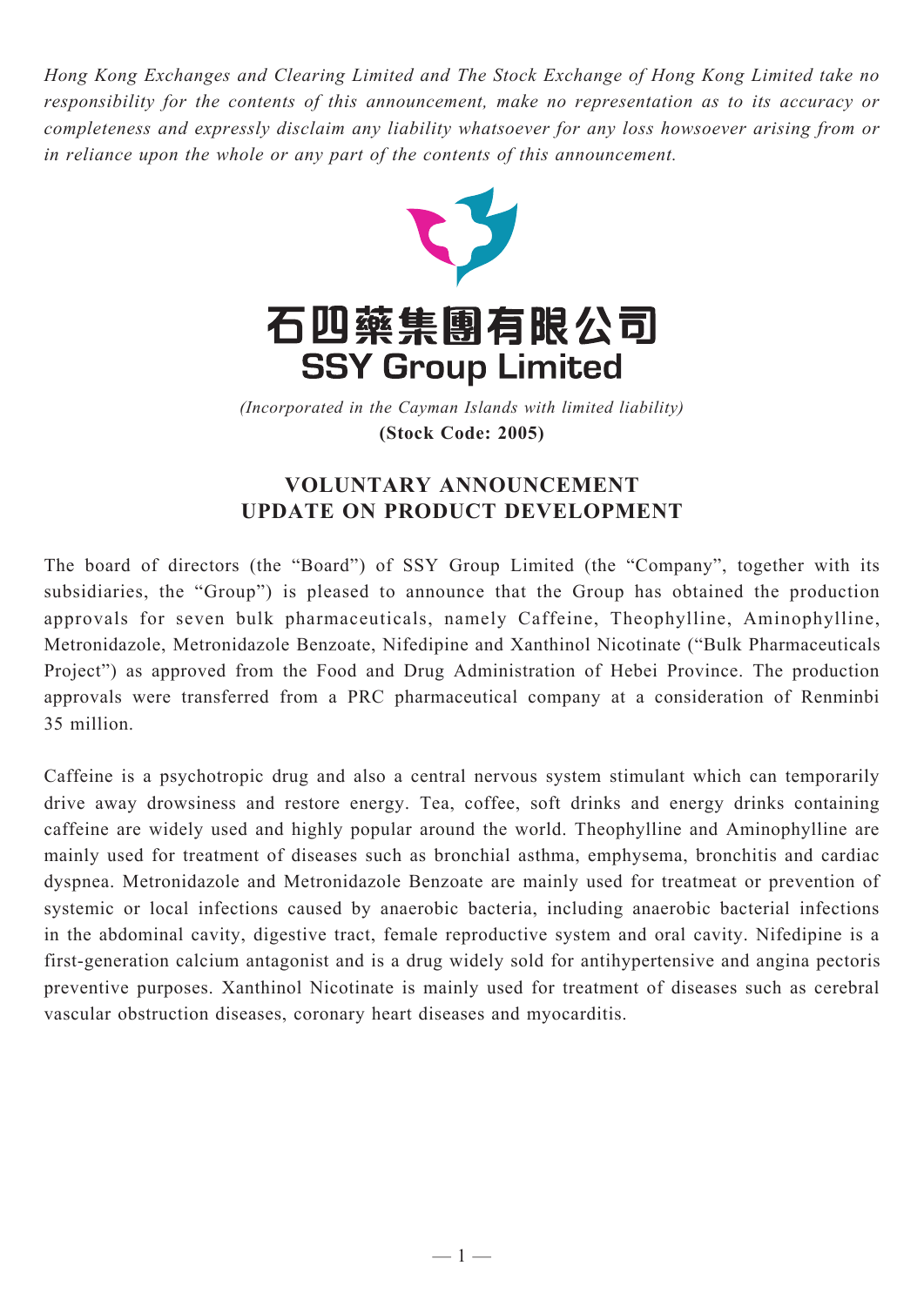*Hong Kong Exchanges and Clearing Limited and The Stock Exchange of Hong Kong Limited take no responsibility for the contents of this announcement, make no representation as to its accuracy or completeness and expressly disclaim any liability whatsoever for any loss howsoever arising from or in reliance upon the whole or any part of the contents of this announcement.*

# 石四藥集團有限公司
# SSY Group Limited

*(Incorporated in the Cayman Islands with limited liability)*
**(Stock Code: 2005)**

## VOLUNTARY ANNOUNCEMENT
## UPDATE ON PRODUCT DEVELOPMENT

The board of directors (the "Board") of SSY Group Limited (the "Company", together with its subsidiaries, the "Group") is pleased to announce that the Group has obtained the production approvals for seven bulk pharmaceuticals, namely Caffeine, Theophylline, Aminophylline, Metronidazole, Metronidazole Benzoate, Nifedipine and Xanthinol Nicotinate ("Bulk Pharmaceuticals Project") as approved from the Food and Drug Administration of Hebei Province. The production approvals were transferred from a PRC pharmaceutical company at a consideration of Renminbi 35 million.

Caffeine is a psychotropic drug and also a central nervous system stimulant which can temporarily drive away drowsiness and restore energy. Tea, coffee, soft drinks and energy drinks containing caffeine are widely used and highly popular around the world. Theophylline and Aminophylline are mainly used for treatment of diseases such as bronchial asthma, emphysema, bronchitis and cardiac dyspnea. Metronidazole and Metronidazole Benzoate are mainly used for treatmeat or prevention of systemic or local infections caused by anaerobic bacteria, including anaerobic bacterial infections in the abdominal cavity, digestive tract, female reproductive system and oral cavity. Nifedipine is a first-generation calcium antagonist and is a drug widely sold for antihypertensive and angina pectoris preventive purposes. Xanthinol Nicotinate is mainly used for treatment of diseases such as cerebral vascular obstruction diseases, coronary heart diseases and myocarditis.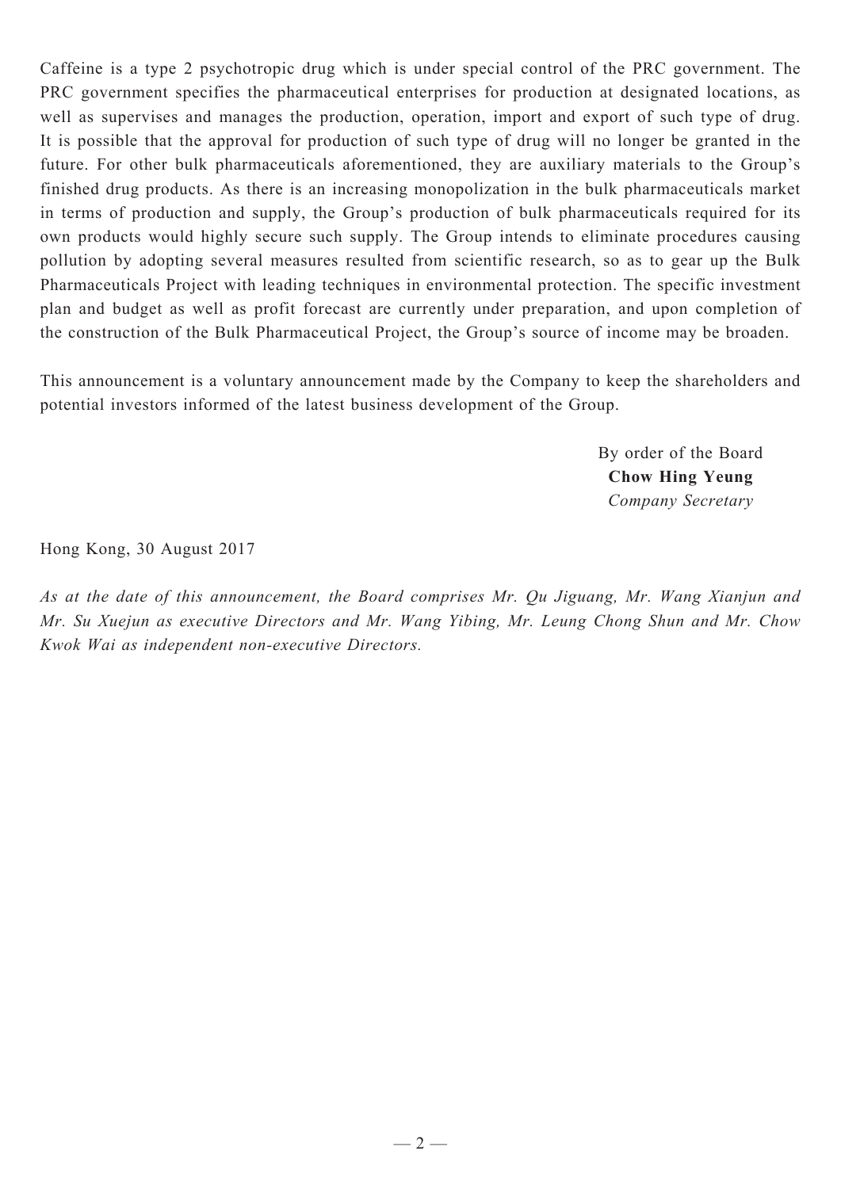Caffeine is a type 2 psychotropic drug which is under special control of the PRC government. The PRC government specifies the pharmaceutical enterprises for production at designated locations, as well as supervises and manages the production, operation, import and export of such type of drug. It is possible that the approval for production of such type of drug will no longer be granted in the future. For other bulk pharmaceuticals aforementioned, they are auxiliary materials to the Group's finished drug products. As there is an increasing monopolization in the bulk pharmaceuticals market in terms of production and supply, the Group's production of bulk pharmaceuticals required for its own products would highly secure such supply. The Group intends to eliminate procedures causing pollution by adopting several measures resulted from scientific research, so as to gear up the Bulk Pharmaceuticals Project with leading techniques in environmental protection. The specific investment plan and budget as well as profit forecast are currently under preparation, and upon completion of the construction of the Bulk Pharmaceutical Project, the Group's source of income may be broaden.

This announcement is a voluntary announcement made by the Company to keep the shareholders and potential investors informed of the latest business development of the Group.

By order of the Board
**Chow Hing Yeung**
*Company Secretary*

Hong Kong, 30 August 2017

*As at the date of this announcement, the Board comprises Mr. Qu Jiguang, Mr. Wang Xianjun and Mr. Su Xuejun as executive Directors and Mr. Wang Yibing, Mr. Leung Chong Shun and Mr. Chow Kwok Wai as independent non-executive Directors.*